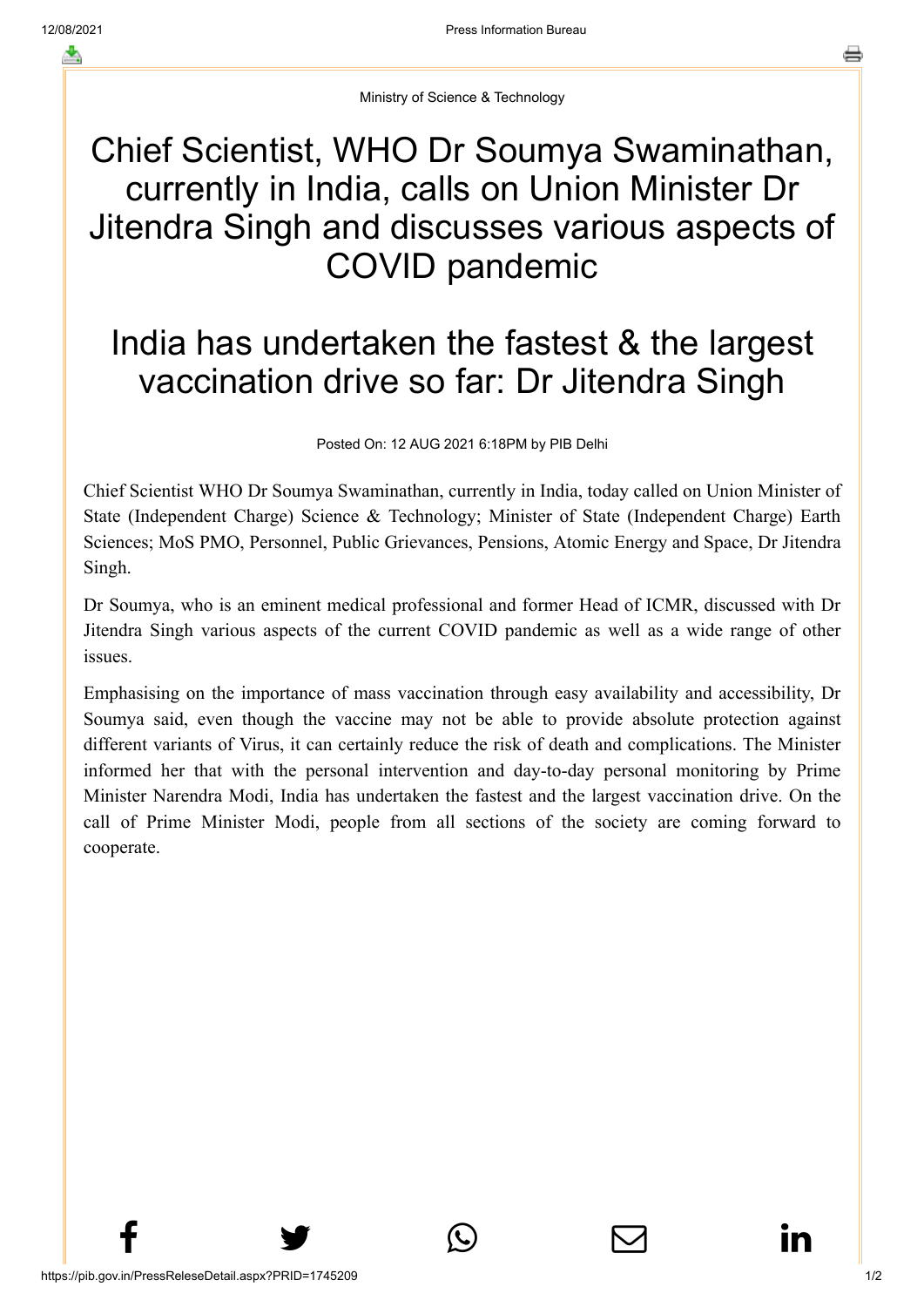Ministry of Science & Technology

# Chief Scientist, WHO Dr Soumya Swaminathan, currently in India, calls on Union Minister Dr Jitendra Singh and discusses various aspects of COVID pandemic

# India has undertaken the fastest & the largest vaccination drive so far: Dr Jitendra Singh

Posted On: 12 AUG 2021 6:18PM by PIB Delhi

Chief Scientist WHO Dr Soumya Swaminathan, currently in India, today called on Union Minister of State (Independent Charge) Science & Technology; Minister of State (Independent Charge) Earth Sciences; MoS PMO, Personnel, Public Grievances, Pensions, Atomic Energy and Space, Dr Jitendra Singh.

Dr Soumya, who is an eminent medical professional and former Head of ICMR, discussed with Dr Jitendra Singh various aspects of the current COVID pandemic as well as a wide range of other issues.

Emphasising on the importance of mass vaccination through easy availability and accessibility, Dr Soumya said, even though the vaccine may not be able to provide absolute protection against different variants of Virus, it can certainly reduce the risk of death and complications. The Minister informed her that with the personal intervention and day-to-day personal monitoring by Prime Minister Narendra Modi, India has undertaken the fastest and the largest vaccination drive. On the call of Prime Minister Modi, people from all sections of the society are coming forward to cooperate.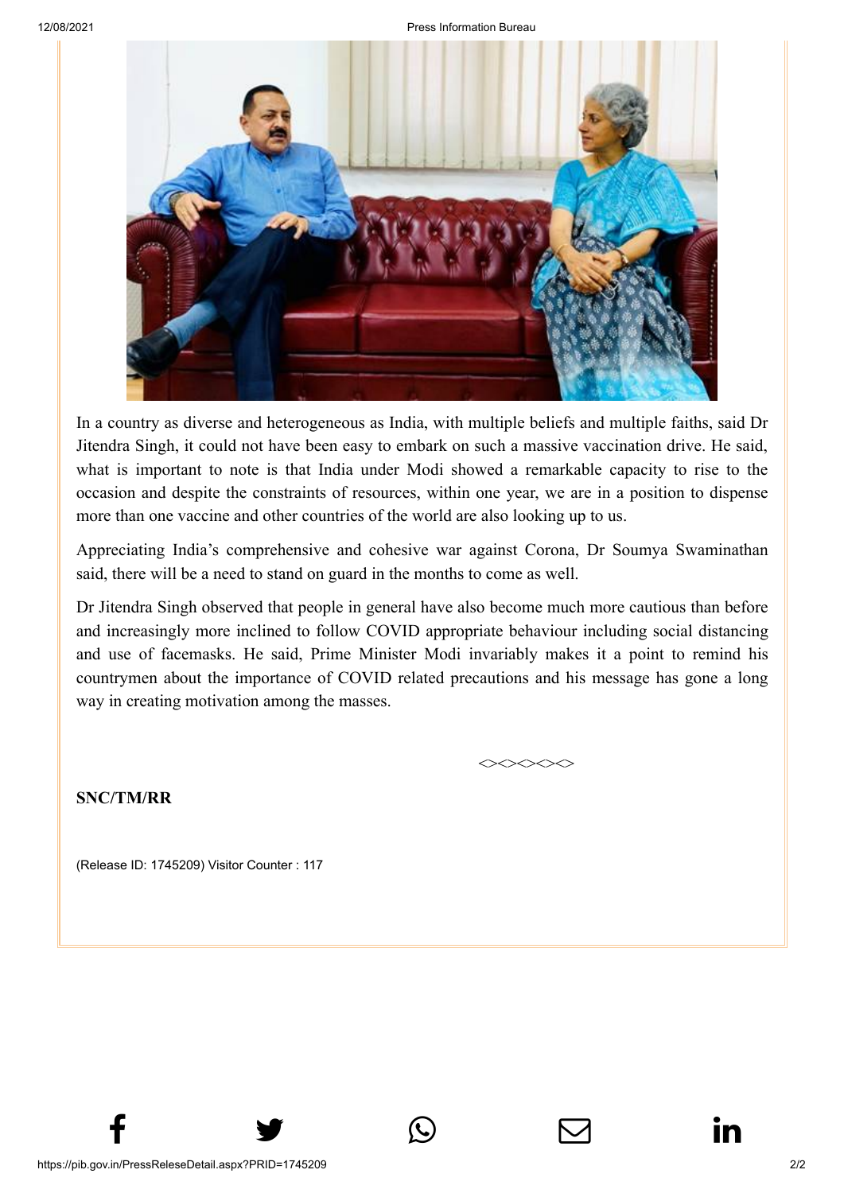In a country as diverse and heterogeneous as India, with multiple beliefs and multiple faiths, said Dr Jitendra Singh, it could not have been easy to embark on such a massive vaccination drive. He said, what is important to note is that India under Modi showed a remarkable capacity to rise to the occasion and despite the constraints of resources, within one year, we are in a position to dispense more than one vaccine and other countries of the world are also looking up to us.

Appreciating India's comprehensive and cohesive war against Corona, Dr Soumya Swaminathan said, there will be a need to stand on guard in the months to come as well.

Dr Jitendra Singh observed that people in general have also become much more cautious than before and increasingly more inclined to follow COVID appropriate behaviour including social distancing and use of facemasks. He said, Prime Minister Modi invariably makes it a point to remind his countrymen about the importance of COVID related precautions and his message has gone a long way in creating motivation among the masses.

<><><><><>

**SNC/TM/RR**

(Release ID: 1745209) Visitor Counter : 117